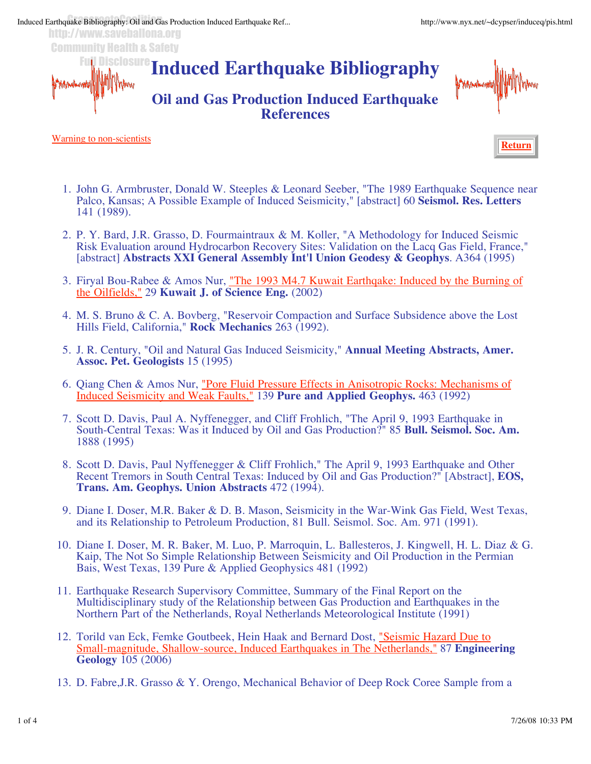# Induced Earthquake Bibliography

## Oil and Gas Production Induced Earthquake References

Warning to non-scientists

Return

1. John G. Armbruster, Donald W. Steeples & Leonard Seeber, "The 1989 Earthquake Sequence near Palco, Kansas; A Possible Example of Induced Seismicity," [abstract] 60 **Seismol. Res. Letters** 141 (1989).

2. P. Y. Bard, J.R. Grasso, D. Fourmaintraux & M. Koller, "A Methodology for Induced Seismic Risk Evaluation around Hydrocarbon Recovery Sites: Validation on the Lacq Gas Field, France," [abstract] **Abstracts XXI General Assembly Int'l Union Geodesy & Geophys**. A364 (1995)

3. Firyal Bou-Rabee & Amos Nur, "The 1993 M4.7 Kuwait Earthqake: Induced by the Burning of the Oilfields," 29 **Kuwait J. of Science Eng.** (2002)

4. M. S. Bruno & C. A. Bovberg, "Reservoir Compaction and Surface Subsidence above the Lost Hills Field, California," **Rock Mechanics** 263 (1992).

5. J. R. Century, "Oil and Natural Gas Induced Seismicity," **Annual Meeting Abstracts, Amer. Assoc. Pet. Geologists** 15 (1995)

6. Qiang Chen & Amos Nur, "Pore Fluid Pressure Effects in Anisotropic Rocks: Mechanisms of Induced Seismicity and Weak Faults," 139 **Pure and Applied Geophys.** 463 (1992)

7. Scott D. Davis, Paul A. Nyffenegger, and Cliff Frohlich, "The April 9, 1993 Earthquake in South-Central Texas: Was it Induced by Oil and Gas Production?" 85 **Bull. Seismol. Soc. Am.** 1888 (1995)

8. Scott D. Davis, Paul Nyffenegger & Cliff Frohlich," The April 9, 1993 Earthquake and Other Recent Tremors in South Central Texas: Induced by Oil and Gas Production?" [Abstract], **EOS, Trans. Am. Geophys. Union Abstracts** 472 (1994).

9. Diane I. Doser, M.R. Baker & D. B. Mason, Seismicity in the War-Wink Gas Field, West Texas, and its Relationship to Petroleum Production, 81 Bull. Seismol. Soc. Am. 971 (1991).

10. Diane I. Doser, M. R. Baker, M. Luo, P. Marroquin, L. Ballesteros, J. Kingwell, H. L. Diaz & G. Kaip, The Not So Simple Relationship Between Seismicity and Oil Production in the Permian Bais, West Texas, 139 Pure & Applied Geophysics 481 (1992)

11. Earthquake Research Supervisory Committee, Summary of the Final Report on the Multidisciplinary study of the Relationship between Gas Production and Earthquakes in the Northern Part of the Netherlands, Royal Netherlands Meteorological Institute (1991)

12. Torild van Eck, Femke Goutbeek, Hein Haak and Bernard Dost, "Seismic Hazard Due to Small-magnitude, Shallow-source, Induced Earthquakes in The Netherlands," 87 **Engineering Geology** 105 (2006)

13. D. Fabre,J.R. Grasso & Y. Orengo, Mechanical Behavior of Deep Rock Coree Sample from a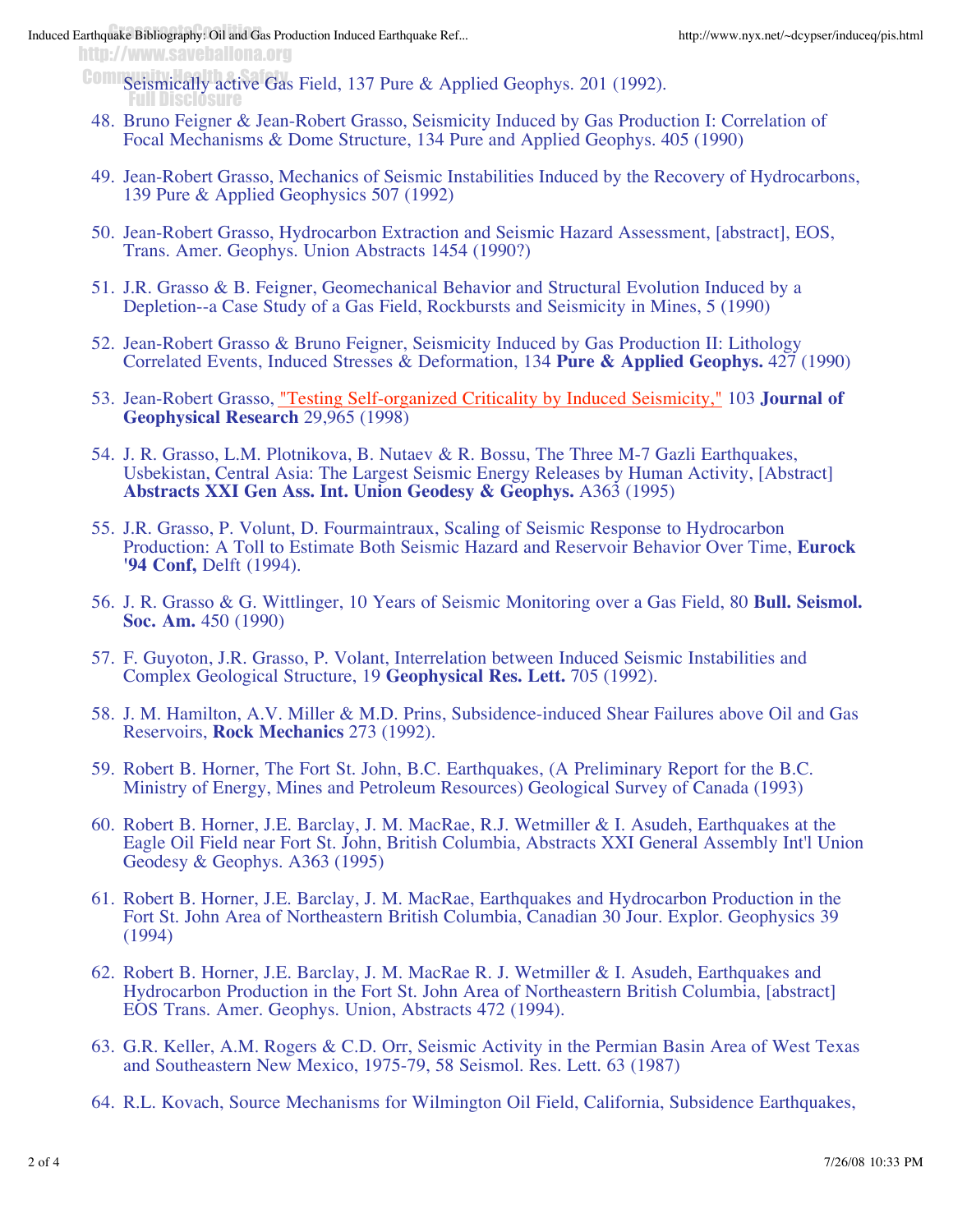Seismically active Gas Field, 137 Pure & Applied Geophys. 201 (1992).

48. Bruno Feigner & Jean-Robert Grasso, Seismicity Induced by Gas Production I: Correlation of Focal Mechanisms & Dome Structure, 134 Pure and Applied Geophys. 405 (1990)

49. Jean-Robert Grasso, Mechanics of Seismic Instabilities Induced by the Recovery of Hydrocarbons, 139 Pure & Applied Geophysics 507 (1992)

50. Jean-Robert Grasso, Hydrocarbon Extraction and Seismic Hazard Assessment, [abstract], EOS, Trans. Amer. Geophys. Union Abstracts 1454 (1990?)

51. J.R. Grasso & B. Feigner, Geomechanical Behavior and Structural Evolution Induced by a Depletion--a Case Study of a Gas Field, Rockbursts and Seismicity in Mines, 5 (1990)

52. Jean-Robert Grasso & Bruno Feigner, Seismicity Induced by Gas Production II: Lithology Correlated Events, Induced Stresses & Deformation, 134 **Pure & Applied Geophys.** 427 (1990)

53. Jean-Robert Grasso, "Testing Self-organized Criticality by Induced Seismicity," 103 **Journal of Geophysical Research** 29,965 (1998)

54. J. R. Grasso, L.M. Plotnikova, B. Nutaev & R. Bossu, The Three M-7 Gazli Earthquakes, Usbekistan, Central Asia: The Largest Seismic Energy Releases by Human Activity, [Abstract] **Abstracts XXI Gen Ass. Int. Union Geodesy & Geophys.** A363 (1995)

55. J.R. Grasso, P. Volunt, D. Fourmaintraux, Scaling of Seismic Response to Hydrocarbon Production: A Toll to Estimate Both Seismic Hazard and Reservoir Behavior Over Time, **Eurock '94 Conf,** Delft (1994).

56. J. R. Grasso & G. Wittlinger, 10 Years of Seismic Monitoring over a Gas Field, 80 **Bull. Seismol. Soc. Am.** 450 (1990)

57. F. Guyoton, J.R. Grasso, P. Volant, Interrelation between Induced Seismic Instabilities and Complex Geological Structure, 19 **Geophysical Res. Lett.** 705 (1992).

58. J. M. Hamilton, A.V. Miller & M.D. Prins, Subsidence-induced Shear Failures above Oil and Gas Reservoirs, **Rock Mechanics** 273 (1992).

59. Robert B. Horner, The Fort St. John, B.C. Earthquakes, (A Preliminary Report for the B.C. Ministry of Energy, Mines and Petroleum Resources) Geological Survey of Canada (1993)

60. Robert B. Horner, J.E. Barclay, J. M. MacRae, R.J. Wetmiller & I. Asudeh, Earthquakes at the Eagle Oil Field near Fort St. John, British Columbia, Abstracts XXI General Assembly Int'l Union Geodesy & Geophys. A363 (1995)

61. Robert B. Horner, J.E. Barclay, J. M. MacRae, Earthquakes and Hydrocarbon Production in the Fort St. John Area of Northeastern British Columbia, Canadian 30 Jour. Explor. Geophysics 39 (1994)

62. Robert B. Horner, J.E. Barclay, J. M. MacRae R. J. Wetmiller & I. Asudeh, Earthquakes and Hydrocarbon Production in the Fort St. John Area of Northeastern British Columbia, [abstract] EOS Trans. Amer. Geophys. Union, Abstracts 472 (1994).

63. G.R. Keller, A.M. Rogers & C.D. Orr, Seismic Activity in the Permian Basin Area of West Texas and Southeastern New Mexico, 1975-79, 58 Seismol. Res. Lett. 63 (1987)

64. R.L. Kovach, Source Mechanisms for Wilmington Oil Field, California, Subsidence Earthquakes,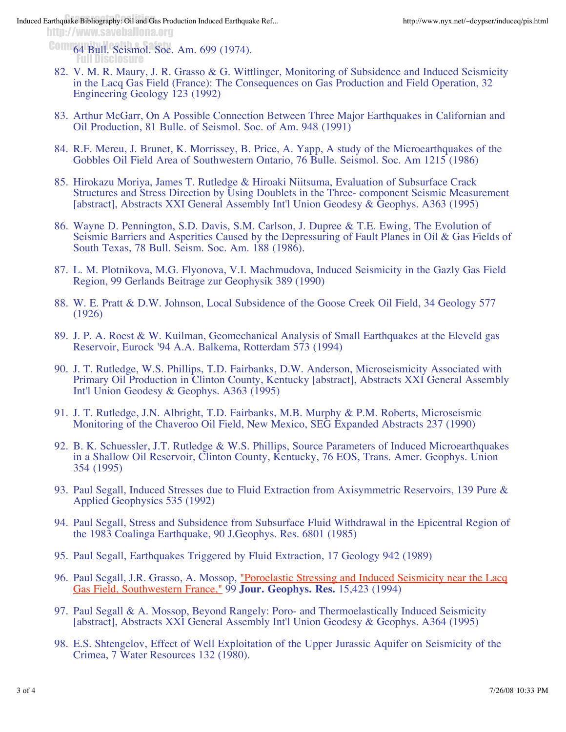64 Bull. Seismol. Soc. Am. 699 (1974).

82. V. M. R. Maury, J. R. Grasso & G. Wittlinger, Monitoring of Subsidence and Induced Seismicity in the Lacq Gas Field (France): The Consequences on Gas Production and Field Operation, 32 Engineering Geology 123 (1992)

83. Arthur McGarr, On A Possible Connection Between Three Major Earthquakes in Californian and Oil Production, 81 Bulle. of Seismol. Soc. of Am. 948 (1991)

84. R.F. Mereu, J. Brunet, K. Morrissey, B. Price, A. Yapp, A study of the Microearthquakes of the Gobbles Oil Field Area of Southwestern Ontario, 76 Bulle. Seismol. Soc. Am 1215 (1986)

85. Hirokazu Moriya, James T. Rutledge & Hiroaki Niitsuma, Evaluation of Subsurface Crack Structures and Stress Direction by Using Doublets in the Three- component Seismic Measurement [abstract], Abstracts XXI General Assembly Int'l Union Geodesy & Geophys. A363 (1995)

86. Wayne D. Pennington, S.D. Davis, S.M. Carlson, J. Dupree & T.E. Ewing, The Evolution of Seismic Barriers and Asperities Caused by the Depressuring of Fault Planes in Oil & Gas Fields of South Texas, 78 Bull. Seism. Soc. Am. 188 (1986).

87. L. M. Plotnikova, M.G. Flyonova, V.I. Machmudova, Induced Seismicity in the Gazly Gas Field Region, 99 Gerlands Beitrage zur Geophysik 389 (1990)

88. W. E. Pratt & D.W. Johnson, Local Subsidence of the Goose Creek Oil Field, 34 Geology 577 (1926)

89. J. P. A. Roest & W. Kuilman, Geomechanical Analysis of Small Earthquakes at the Eleveld gas Reservoir, Eurock '94 A.A. Balkema, Rotterdam 573 (1994)

90. J. T. Rutledge, W.S. Phillips, T.D. Fairbanks, D.W. Anderson, Microseismicity Associated with Primary Oil Production in Clinton County, Kentucky [abstract], Abstracts XXI General Assembly Int'l Union Geodesy & Geophys. A363 (1995)

91. J. T. Rutledge, J.N. Albright, T.D. Fairbanks, M.B. Murphy & P.M. Roberts, Microseismic Monitoring of the Chaveroo Oil Field, New Mexico, SEG Expanded Abstracts 237 (1990)

92. B. K. Schuessler, J.T. Rutledge & W.S. Phillips, Source Parameters of Induced Microearthquakes in a Shallow Oil Reservoir, Clinton County, Kentucky, 76 EOS, Trans. Amer. Geophys. Union 354 (1995)

93. Paul Segall, Induced Stresses due to Fluid Extraction from Axisymmetric Reservoirs, 139 Pure & Applied Geophysics 535 (1992)

94. Paul Segall, Stress and Subsidence from Subsurface Fluid Withdrawal in the Epicentral Region of the 1983 Coalinga Earthquake, 90 J.Geophys. Res. 6801 (1985)

95. Paul Segall, Earthquakes Triggered by Fluid Extraction, 17 Geology 942 (1989)

96. Paul Segall, J.R. Grasso, A. Mossop, "Poroelastic Stressing and Induced Seismicity near the Lacq Gas Field, Southwestern France," 99 **Jour. Geophys. Res.** 15,423 (1994)

97. Paul Segall & A. Mossop, Beyond Rangely: Poro- and Thermoelastically Induced Seismicity [abstract], Abstracts XXI General Assembly Int'l Union Geodesy & Geophys. A364 (1995)

98. E.S. Shtengelov, Effect of Well Exploitation of the Upper Jurassic Aquifer on Seismicity of the Crimea, 7 Water Resources 132 (1980).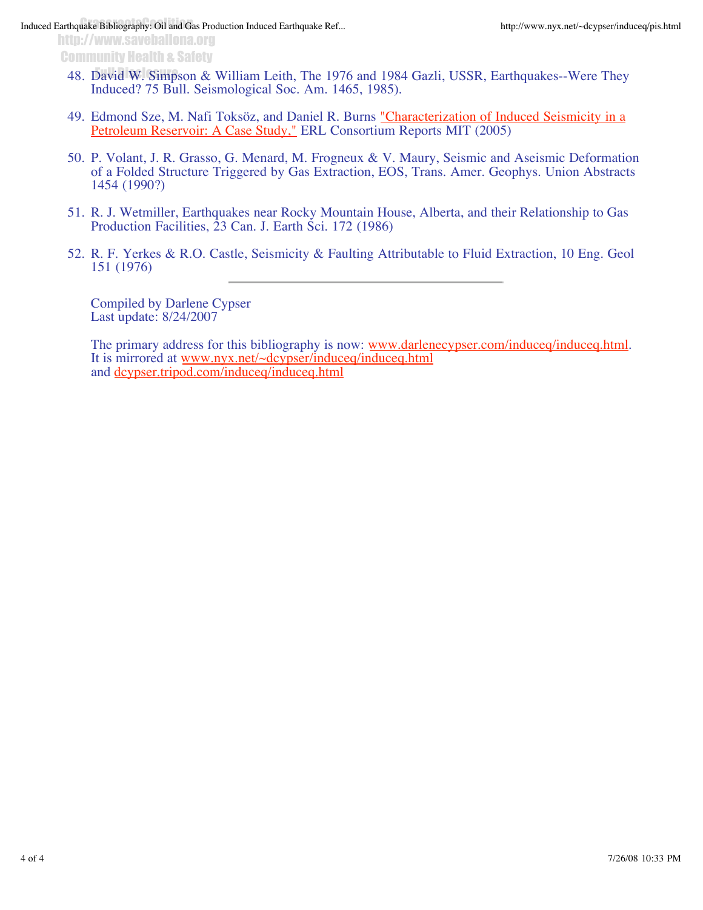48. David W. Simpson & William Leith, The 1976 and 1984 Gazli, USSR, Earthquakes--Were They Induced? 75 Bull. Seismological Soc. Am. 1465, 1985).

49. Edmond Sze, M. Nafi Toksöz, and Daniel R. Burns "Characterization of Induced Seismicity in a Petroleum Reservoir: A Case Study," ERL Consortium Reports MIT (2005)

50. P. Volant, J. R. Grasso, G. Menard, M. Frogneux & V. Maury, Seismic and Aseismic Deformation of a Folded Structure Triggered by Gas Extraction, EOS, Trans. Amer. Geophys. Union Abstracts 1454 (1990?)

51. R. J. Wetmiller, Earthquakes near Rocky Mountain House, Alberta, and their Relationship to Gas Production Facilities, 23 Can. J. Earth Sci. 172 (1986)

52. R. F. Yerkes & R.O. Castle, Seismicity & Faulting Attributable to Fluid Extraction, 10 Eng. Geol 151 (1976)

---

Compiled by Darlene Cypser
Last update: 8/24/2007

The primary address for this bibliography is now: www.darlenecypser.com/induceq/induceq.html.
It is mirrored at www.nyx.net/~dcypser/induceq/induceq.html
and dcypser.tripod.com/induceq/induceq.html